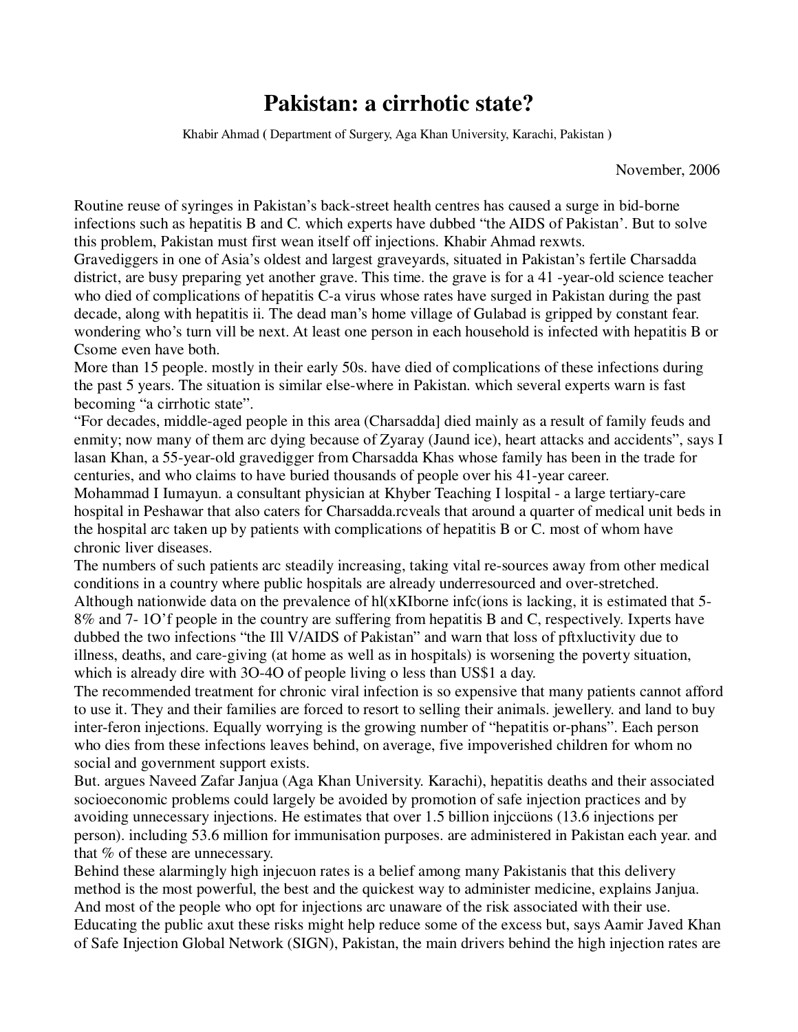# Pakistan: a cirrhotic state?

Khabir Ahmad ( Department of Surgery, Aga Khan University, Karachi, Pakistan )

November, 2006

Routine reuse of syringes in Pakistan's back-street health centres has caused a surge in bid-borne infections such as hepatitis B and C. which experts have dubbed "the AIDS of Pakistan'. But to solve this problem, Pakistan must first wean itself off injections. Khabir Ahmad rexwts.

Gravediggers in one of Asia's oldest and largest graveyards, situated in Pakistan's fertile Charsadda district, are busy preparing yet another grave. This time. the grave is for a 41 -year-old science teacher who died of complications of hepatitis C-a virus whose rates have surged in Pakistan during the past decade, along with hepatitis ii. The dead man's home village of Gulabad is gripped by constant fear. wondering who's turn vill be next. At least one person in each household is infected with hepatitis B or Csome even have both.

More than 15 people. mostly in their early 50s. have died of complications of these infections during the past 5 years. The situation is similar else-where in Pakistan. which several experts warn is fast becoming "a cirrhotic state".

"For decades, middle-aged people in this area (Charsadda] died mainly as a result of family feuds and enmity; now many of them arc dying because of Zyaray (Jaund ice), heart attacks and accidents", says I lasan Khan, a 55-year-old gravedigger from Charsadda Khas whose family has been in the trade for centuries, and who claims to have buried thousands of people over his 41-year career.

Mohammad I Iumayun. a consultant physician at Khyber Teaching I lospital - a large tertiary-care hospital in Peshawar that also caters for Charsadda.rcveals that around a quarter of medical unit beds in the hospital arc taken up by patients with complications of hepatitis B or C. most of whom have chronic liver diseases.

The numbers of such patients arc steadily increasing, taking vital re-sources away from other medical conditions in a country where public hospitals are already underresourced and over-stretched. Although nationwide data on the prevalence of hl(xKIborne infc(ions is lacking, it is estimated that 5-8% and 7- 1O'f people in the country are suffering from hepatitis B and C, respectively. Ixperts have dubbed the two infections "the Ill V/AIDS of Pakistan" and warn that loss of pftxluctivity due to illness, deaths, and care-giving (at home as well as in hospitals) is worsening the poverty situation, which is already dire with 3O-4O of people living o less than US$1 a day.

The recommended treatment for chronic viral infection is so expensive that many patients cannot afford to use it. They and their families are forced to resort to selling their animals. jewellery. and land to buy inter-feron injections. Equally worrying is the growing number of "hepatitis or-phans". Each person who dies from these infections leaves behind, on average, five impoverished children for whom no social and government support exists.

But. argues Naveed Zafar Janjua (Aga Khan University. Karachi), hepatitis deaths and their associated socioeconomic problems could largely be avoided by promotion of safe injection practices and by avoiding unnecessary injections. He estimates that over 1.5 billion injccüons (13.6 injections per person). including 53.6 million for immunisation purposes. are administered in Pakistan each year. and that % of these are unnecessary.

Behind these alarmingly high injecuon rates is a belief among many Pakistanis that this delivery method is the most powerful, the best and the quickest way to administer medicine, explains Janjua. And most of the people who opt for injections arc unaware of the risk associated with their use. Educating the public axut these risks might help reduce some of the excess but, says Aamir Javed Khan of Safe Injection Global Network (SIGN), Pakistan, the main drivers behind the high injection rates are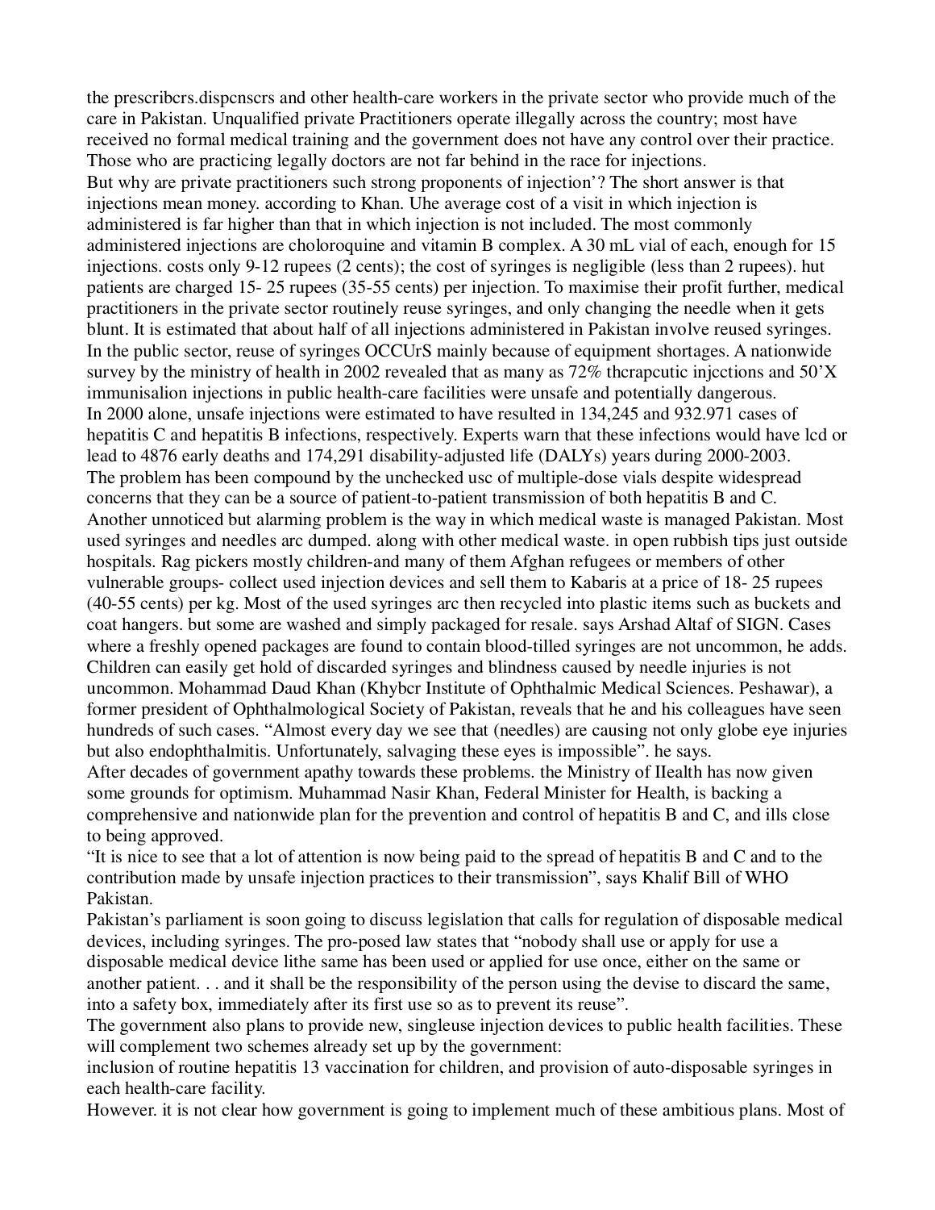the prescribcrs.dispcnscrs and other health-care workers in the private sector who provide much of the care in Pakistan. Unqualified private Practitioners operate illegally across the country; most have received no formal medical training and the government does not have any control over their practice. Those who are practicing legally doctors are not far behind in the race for injections.

But why are private practitioners such strong proponents of injection'? The short answer is that injections mean money. according to Khan. Uhe average cost of a visit in which injection is administered is far higher than that in which injection is not included. The most commonly administered injections are choloroquine and vitamin B complex. A 30 mL vial of each, enough for 15 injections. costs only 9-12 rupees (2 cents); the cost of syringes is negligible (less than 2 rupees). hut patients are charged 15- 25 rupees (35-55 cents) per injection. To maximise their profit further, medical practitioners in the private sector routinely reuse syringes, and only changing the needle when it gets blunt. It is estimated that about half of all injections administered in Pakistan involve reused syringes.

In the public sector, reuse of syringes OCCUrS mainly because of equipment shortages. A nationwide survey by the ministry of health in 2002 revealed that as many as 72% thcrapcutic injcctions and 50'X immunisalion injections in public health-care facilities were unsafe and potentially dangerous.

In 2000 alone, unsafe injections were estimated to have resulted in 134,245 and 932.971 cases of hepatitis C and hepatitis B infections, respectively. Experts warn that these infections would have lcd or lead to 4876 early deaths and 174,291 disability-adjusted life (DALYs) years during 2000-2003.

The problem has been compound by the unchecked usc of multiple-dose vials despite widespread concerns that they can be a source of patient-to-patient transmission of both hepatitis B and C.

Another unnoticed but alarming problem is the way in which medical waste is managed Pakistan. Most used syringes and needles arc dumped. along with other medical waste. in open rubbish tips just outside hospitals. Rag pickers mostly children-and many of them Afghan refugees or members of other vulnerable groups- collect used injection devices and sell them to Kabaris at a price of 18- 25 rupees (40-55 cents) per kg. Most of the used syringes arc then recycled into plastic items such as buckets and coat hangers. but some are washed and simply packaged for resale. says Arshad Altaf of SIGN. Cases where a freshly opened packages are found to contain blood-tilled syringes are not uncommon, he adds.

Children can easily get hold of discarded syringes and blindness caused by needle injuries is not uncommon. Mohammad Daud Khan (Khybcr Institute of Ophthalmic Medical Sciences. Peshawar), a former president of Ophthalmological Society of Pakistan, reveals that he and his colleagues have seen hundreds of such cases. "Almost every day we see that (needles) are causing not only globe eye injuries but also endophthalmitis. Unfortunately, salvaging these eyes is impossible". he says.

After decades of government apathy towards these problems. the Ministry of IIealth has now given some grounds for optimism. Muhammad Nasir Khan, Federal Minister for Health, is backing a comprehensive and nationwide plan for the prevention and control of hepatitis B and C, and ills close to being approved.

"It is nice to see that a lot of attention is now being paid to the spread of hepatitis B and C and to the contribution made by unsafe injection practices to their transmission", says Khalif Bill of WHO Pakistan.

Pakistan's parliament is soon going to discuss legislation that calls for regulation of disposable medical devices, including syringes. The pro-posed law states that "nobody shall use or apply for use a disposable medical device lithe same has been used or applied for use once, either on the same or another patient. . . and it shall be the responsibility of the person using the devise to discard the same, into a safety box, immediately after its first use so as to prevent its reuse".

The government also plans to provide new, singleuse injection devices to public health facilities. These will complement two schemes already set up by the government:

inclusion of routine hepatitis 13 vaccination for children, and provision of auto-disposable syringes in each health-care facility.

However. it is not clear how government is going to implement much of these ambitious plans. Most of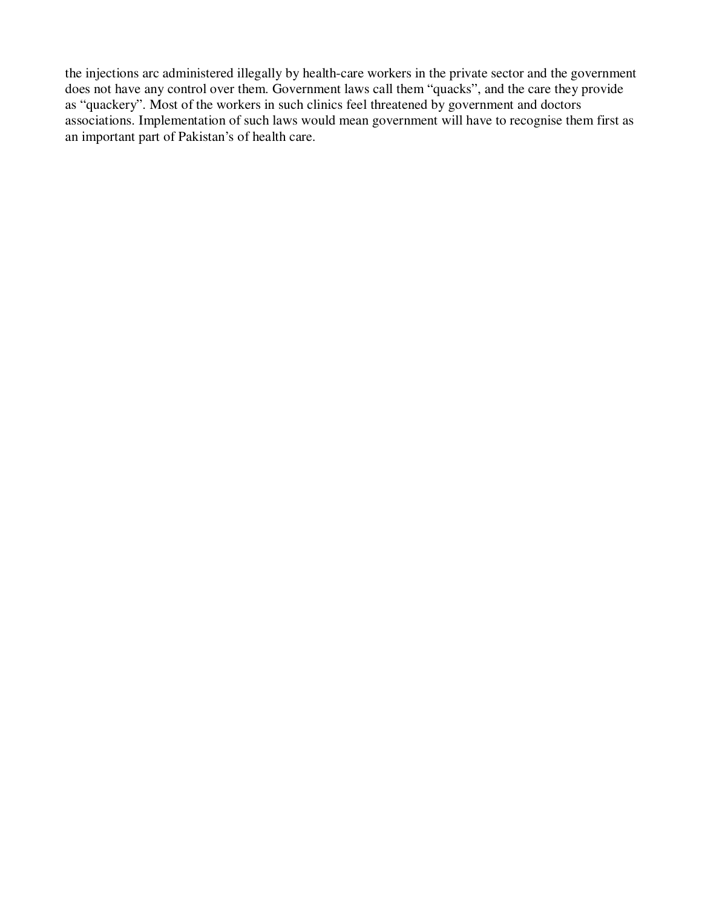the injections arc administered illegally by health-care workers in the private sector and the government does not have any control over them. Government laws call them "quacks", and the care they provide as "quackery". Most of the workers in such clinics feel threatened by government and doctors associations. Implementation of such laws would mean government will have to recognise them first as an important part of Pakistan's of health care.